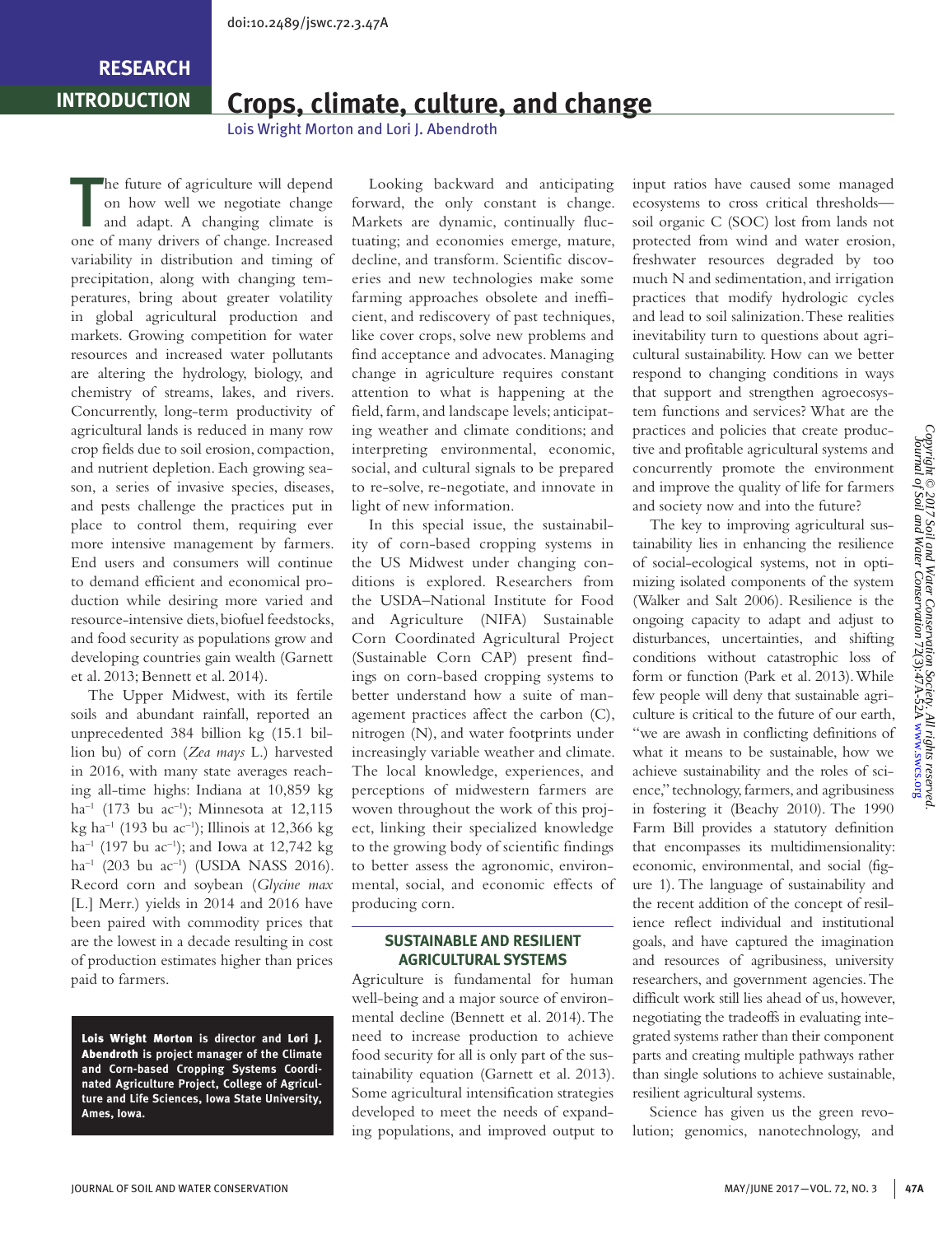RESEARCH

INTRODUCTION

# Crops, climate, culture, and change

Lois Wright Morton and Lori J. Abendroth

The future of agriculture will depend on how well we negotiate change and adapt. A changing climate is one of many drivers of change. Increased variability in distribution and timing of precipitation, along with changing temperatures, bring about greater volatility in global agricultural production and markets. Growing competition for water resources and increased water pollutants are altering the hydrology, biology, and chemistry of streams, lakes, and rivers. Concurrently, long-term productivity of agricultural lands is reduced in many row crop fields due to soil erosion, compaction, and nutrient depletion. Each growing season, a series of invasive species, diseases, and pests challenge the practices put in place to control them, requiring ever more intensive management by farmers. End users and consumers will continue to demand efficient and economical production while desiring more varied and resource-intensive diets, biofuel feedstocks, and food security as populations grow and developing countries gain wealth (Garnett et al. 2013; Bennett et al. 2014).

The Upper Midwest, with its fertile soils and abundant rainfall, reported an unprecedented 384 billion kg (15.1 billion bu) of corn (*Zea mays* L.) harvested in 2016, with many state averages reaching all-time highs: Indiana at 10,859 kg ha$^{-1}$ (173 bu ac$^{-1}$); Minnesota at 12,115 kg ha$^{-1}$ (193 bu ac$^{-1}$); Illinois at 12,366 kg ha$^{-1}$ (197 bu ac$^{-1}$); and Iowa at 12,742 kg ha$^{-1}$ (203 bu ac$^{-1}$) (USDA NASS 2016). Record corn and soybean (*Glycine max* [L.] Merr.) yields in 2014 and 2016 have been paired with commodity prices that are the lowest in a decade resulting in cost of production estimates higher than prices paid to farmers.

**Lois Wright Morton** is director and **Lori J. Abendroth** is project manager of the Climate and Corn-based Cropping Systems Coordinated Agriculture Project, College of Agriculture and Life Sciences, Iowa State University, Ames, Iowa.

Looking backward and anticipating forward, the only constant is change. Markets are dynamic, continually fluctuating; and economies emerge, mature, decline, and transform. Scientific discoveries and new technologies make some farming approaches obsolete and inefficient, and rediscovery of past techniques, like cover crops, solve new problems and find acceptance and advocates. Managing change in agriculture requires constant attention to what is happening at the field, farm, and landscape levels; anticipating weather and climate conditions; and interpreting environmental, economic, social, and cultural signals to be prepared to re-solve, re-negotiate, and innovate in light of new information.

In this special issue, the sustainability of corn-based cropping systems in the US Midwest under changing conditions is explored. Researchers from the USDA–National Institute for Food and Agriculture (NIFA) Sustainable Corn Coordinated Agricultural Project (Sustainable Corn CAP) present findings on corn-based cropping systems to better understand how a suite of management practices affect the carbon (C), nitrogen (N), and water footprints under increasingly variable weather and climate. The local knowledge, experiences, and perceptions of midwestern farmers are woven throughout the work of this project, linking their specialized knowledge to the growing body of scientific findings to better assess the agronomic, environmental, social, and economic effects of producing corn.

## SUSTAINABLE AND RESILIENT AGRICULTURAL SYSTEMS

Agriculture is fundamental for human well-being and a major source of environmental decline (Bennett et al. 2014). The need to increase production to achieve food security for all is only part of the sustainability equation (Garnett et al. 2013). Some agricultural intensification strategies developed to meet the needs of expanding populations, and improved output to input ratios have caused some managed ecosystems to cross critical thresholds—soil organic C (SOC) lost from lands not protected from wind and water erosion, freshwater resources degraded by too much N and sedimentation, and irrigation practices that modify hydrologic cycles and lead to soil salinization. These realities inevitability turn to questions about agricultural sustainability. How can we better respond to changing conditions in ways that support and strengthen agroecosystem functions and services? What are the practices and policies that create productive and profitable agricultural systems and concurrently promote the environment and improve the quality of life for farmers and society now and into the future?

The key to improving agricultural sustainability lies in enhancing the resilience of social-ecological systems, not in optimizing isolated components of the system (Walker and Salt 2006). Resilience is the ongoing capacity to adapt and adjust to disturbances, uncertainties, and shifting conditions without catastrophic loss of form or function (Park et al. 2013). While few people will deny that sustainable agriculture is critical to the future of our earth, "we are awash in conflicting definitions of what it means to be sustainable, how we achieve sustainability and the roles of science," technology, farmers, and agribusiness in fostering it (Beachy 2010). The 1990 Farm Bill provides a statutory definition that encompasses its multidimensionality: economic, environmental, and social (figure 1). The language of sustainability and the recent addition of the concept of resilience reflect individual and institutional goals, and have captured the imagination and resources of agribusiness, university researchers, and government agencies. The difficult work still lies ahead of us, however, negotiating the tradeoffs in evaluating integrated systems rather than their component parts and creating multiple pathways rather than single solutions to achieve sustainable, resilient agricultural systems.

Science has given us the green revolution; genomics, nanotechnology, and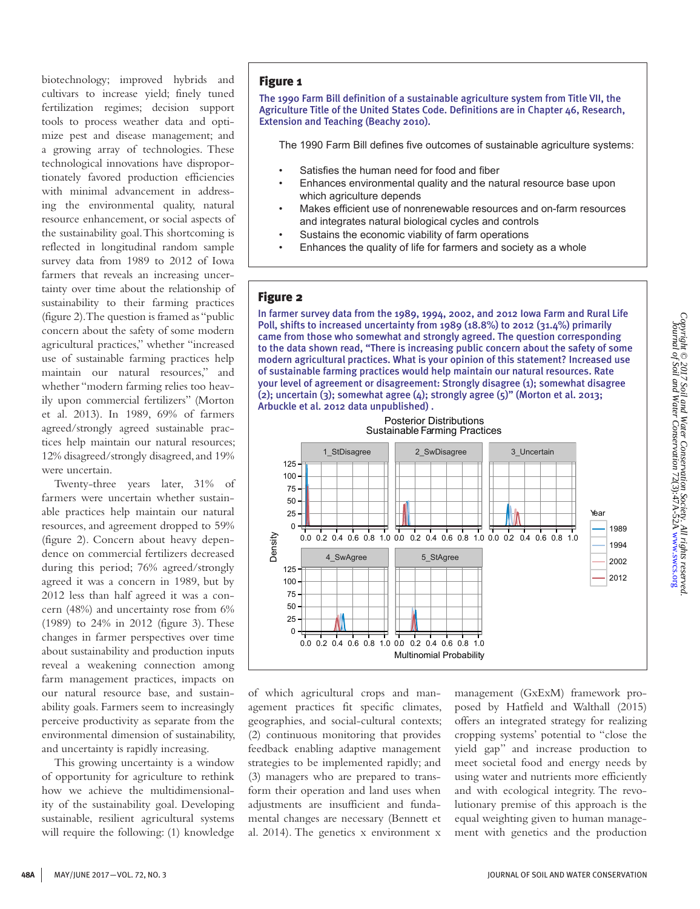biotechnology; improved hybrids and cultivars to increase yield; finely tuned fertilization regimes; decision support tools to process weather data and optimize pest and disease management; and a growing array of technologies. These technological innovations have disproportionately favored production efficiencies with minimal advancement in addressing the environmental quality, natural resource enhancement, or social aspects of the sustainability goal. This shortcoming is reflected in longitudinal random sample survey data from 1989 to 2012 of Iowa farmers that reveals an increasing uncertainty over time about the relationship of sustainability to their farming practices (figure 2). The question is framed as "public concern about the safety of some modern agricultural practices," whether "increased use of sustainable farming practices help maintain our natural resources," and whether "modern farming relies too heavily upon commercial fertilizers" (Morton et al. 2013). In 1989, 69% of farmers agreed/strongly agreed sustainable practices help maintain our natural resources; 12% disagreed/strongly disagreed, and 19% were uncertain.

Twenty-three years later, 31% of farmers were uncertain whether sustainable practices help maintain our natural resources, and agreement dropped to 59% (figure 2). Concern about heavy dependence on commercial fertilizers decreased during this period; 76% agreed/strongly agreed it was a concern in 1989, but by 2012 less than half agreed it was a concern (48%) and uncertainty rose from 6% (1989) to 24% in 2012 (figure 3). These changes in farmer perspectives over time about sustainability and production inputs reveal a weakening connection among farm management practices, impacts on our natural resource base, and sustainability goals. Farmers seem to increasingly perceive productivity as separate from the environmental dimension of sustainability, and uncertainty is rapidly increasing.

This growing uncertainty is a window of opportunity for agriculture to rethink how we achieve the multidimensionality of the sustainability goal. Developing sustainable, resilient agricultural systems will require the following: (1) knowledge of which agricultural crops and management practices fit specific climates, geographies, and social-cultural contexts; (2) continuous monitoring that provides feedback enabling adaptive management strategies to be implemented rapidly; and (3) managers who are prepared to transform their operation and land uses when adjustments are insufficient and fundamental changes are necessary (Bennett et al. 2014). The genetics x environment x management (GxExM) framework proposed by Hatfield and Walthall (2015) offers an integrated strategy for realizing cropping systems' potential to "close the yield gap" and increase production to meet societal food and energy needs by using water and nutrients more efficiently and with ecological integrity. The revolutionary premise of this approach is the equal weighting given to human management with genetics and the production

**Figure 1**

The 1990 Farm Bill definition of a sustainable agriculture system from Title VII, the Agriculture Title of the United States Code. Definitions are in Chapter 46, Research, Extension and Teaching (Beachy 2010).

The 1990 Farm Bill defines five outcomes of sustainable agriculture systems:

- Satisfies the human need for food and fiber
- Enhances environmental quality and the natural resource base upon which agriculture depends
- Makes efficient use of nonrenewable resources and on-farm resources and integrates natural biological cycles and controls
- Sustains the economic viability of farm operations
- Enhances the quality of life for farmers and society as a whole

**Figure 2**

In farmer survey data from the 1989, 1994, 2002, and 2012 Iowa Farm and Rural Life Poll, shifts to increased uncertainty from 1989 (18.8%) to 2012 (31.4%) primarily came from those who somewhat and strongly agreed. The question corresponding to the data shown read, "There is increasing public concern about the safety of some modern agricultural practices. What is your opinion of this statement? Increased use of sustainable farming practices would help maintain our natural resources. Rate your level of agreement or disagreement: Strongly disagree (1); somewhat disagree (2); uncertain (3); somewhat agree (4); strongly agree (5)" (Morton et al. 2013; Arbuckle et al. 2012 data unpublished).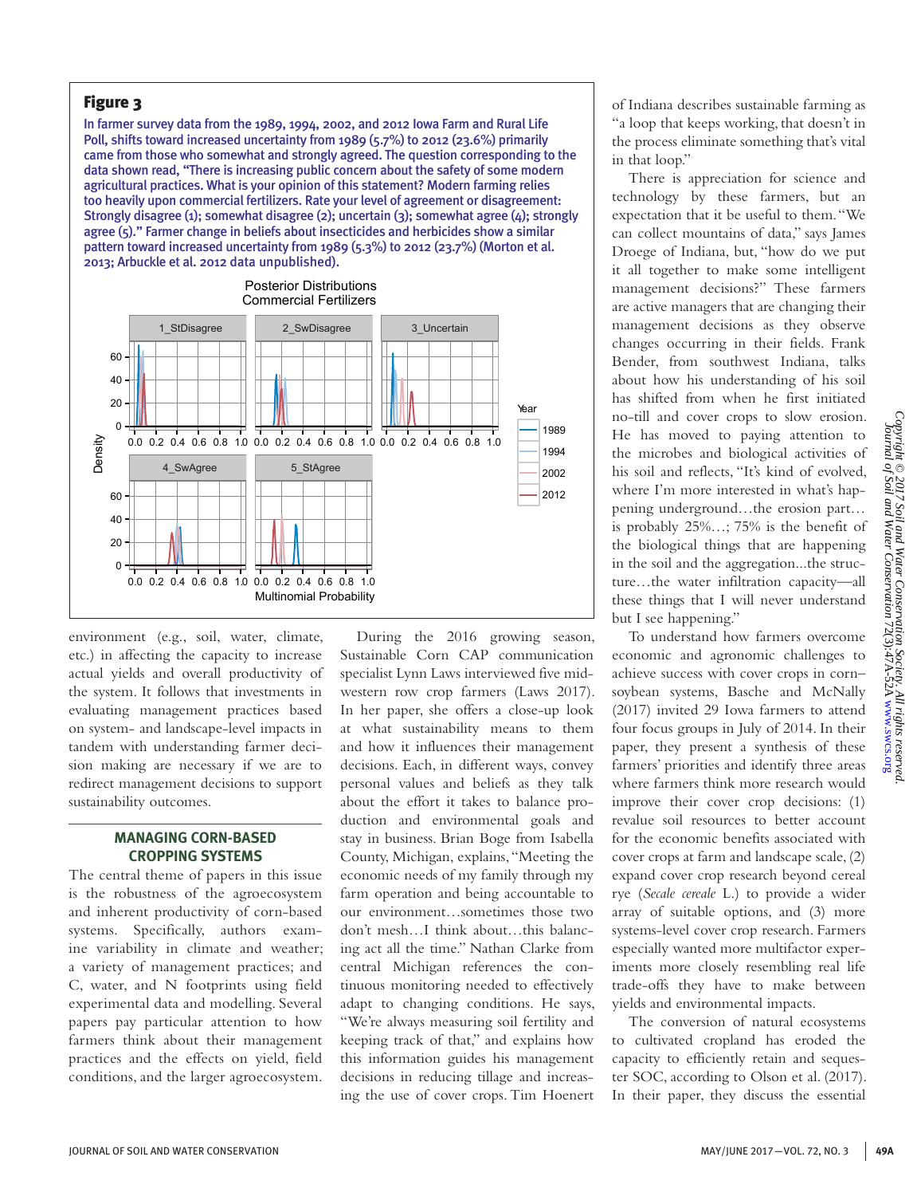## Figure 3

In farmer survey data from the 1989, 1994, 2002, and 2012 Iowa Farm and Rural Life Poll, shifts toward increased uncertainty from 1989 (5.7%) to 2012 (23.6%) primarily came from those who somewhat and strongly agreed. The question corresponding to the data shown read, "There is increasing public concern about the safety of some modern agricultural practices. What is your opinion of this statement? Modern farming relies too heavily upon commercial fertilizers. Rate your level of agreement or disagreement: Strongly disagree (1); somewhat disagree (2); uncertain (3); somewhat agree (4); strongly agree (5)." Farmer change in beliefs about insecticides and herbicides show a similar pattern toward increased uncertainty from 1989 (5.3%) to 2012 (23.7%) (Morton et al. 2013; Arbuckle et al. 2012 data unpublished).

Posterior Distributions
Commercial Fertilizers

1_StDisagree
2_SwDisagree
3_Uncertain
4_SwAgree
5_StAgree

Density
0
20
40
60

0.0 0.2 0.4 0.6 0.8 1.0

Multinomial Probability

Year
1989
1994
2002
2012

environment (e.g., soil, water, climate, etc.) in affecting the capacity to increase actual yields and overall productivity of the system. It follows that investments in evaluating management practices based on system- and landscape-level impacts in tandem with understanding farmer decision making are necessary if we are to redirect management decisions to support sustainability outcomes.

## MANAGING CORN-BASED CROPPING SYSTEMS

The central theme of papers in this issue is the robustness of the agroecosystem and inherent productivity of corn-based systems. Specifically, authors examine variability in climate and weather; a variety of management practices; and C, water, and N footprints using field experimental data and modelling. Several papers pay particular attention to how farmers think about their management practices and the effects on yield, field conditions, and the larger agroecosystem.

During the 2016 growing season, Sustainable Corn CAP communication specialist Lynn Laws interviewed five midwestern row crop farmers (Laws 2017). In her paper, she offers a close-up look at what sustainability means to them and how it influences their management decisions. Each, in different ways, convey personal values and beliefs as they talk about the effort it takes to balance production and environmental goals and stay in business. Brian Boge from Isabella County, Michigan, explains, "Meeting the economic needs of my family through my farm operation and being accountable to our environment…sometimes those two don't mesh…I think about…this balancing act all the time." Nathan Clarke from central Michigan references the continuous monitoring needed to effectively adapt to changing conditions. He says, "We're always measuring soil fertility and keeping track of that," and explains how this information guides his management decisions in reducing tillage and increasing the use of cover crops. Tim Hoenert of Indiana describes sustainable farming as "a loop that keeps working, that doesn't in the process eliminate something that's vital in that loop."

There is appreciation for science and technology by these farmers, but an expectation that it be useful to them. "We can collect mountains of data," says James Droege of Indiana, but, "how do we put it all together to make some intelligent management decisions?" These farmers are active managers that are changing their management decisions as they observe changes occurring in their fields. Frank Bender, from southwest Indiana, talks about how his understanding of his soil has shifted from when he first initiated no-till and cover crops to slow erosion. He has moved to paying attention to the microbes and biological activities of his soil and reflects, "It's kind of evolved, where I'm more interested in what's happening underground…the erosion part…is probably 25%…; 75% is the benefit of the biological things that are happening in the soil and the aggregation...the structure…the water infiltration capacity—all these things that I will never understand but I see happening."

To understand how farmers overcome economic and agronomic challenges to achieve success with cover crops in corn–soybean systems, Basche and McNally (2017) invited 29 Iowa farmers to attend four focus groups in July of 2014. In their paper, they present a synthesis of these farmers' priorities and identify three areas where farmers think more research would improve their cover crop decisions: (1) revalue soil resources to better account for the economic benefits associated with cover crops at farm and landscape scale, (2) expand cover crop research beyond cereal rye (*Secale cereale* L.) to provide a wider array of suitable options, and (3) more systems-level cover crop research. Farmers especially wanted more multifactor experiments more closely resembling real life trade-offs they have to make between yields and environmental impacts.

The conversion of natural ecosystems to cultivated cropland has eroded the capacity to efficiently retain and sequester SOC, according to Olson et al. (2017). In their paper, they discuss the essential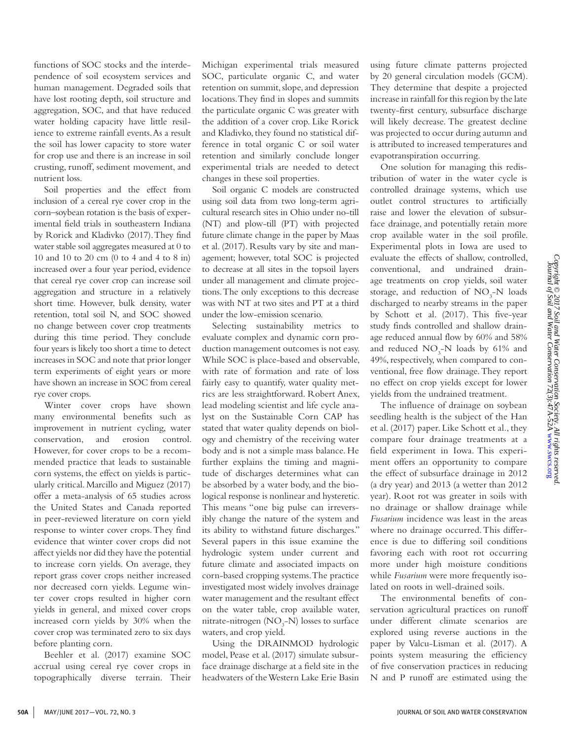functions of SOC stocks and the interdependence of soil ecosystem services and human management. Degraded soils that have lost rooting depth, soil structure and aggregation, SOC, and that have reduced water holding capacity have little resilience to extreme rainfall events. As a result the soil has lower capacity to store water for crop use and there is an increase in soil crusting, runoff, sediment movement, and nutrient loss.

Soil properties and the effect from inclusion of a cereal rye cover crop in the corn–soybean rotation is the basis of experimental field trials in southeastern Indiana by Rorick and Kladivko (2017). They find water stable soil aggregates measured at 0 to 10 and 10 to 20 cm (0 to 4 and 4 to 8 in) increased over a four year period, evidence that cereal rye cover crop can increase soil aggregation and structure in a relatively short time. However, bulk density, water retention, total soil N, and SOC showed no change between cover crop treatments during this time period. They conclude four years is likely too short a time to detect increases in SOC and note that prior longer term experiments of eight years or more have shown an increase in SOC from cereal rye cover crops.

Winter cover crops have shown many environmental benefits such as improvement in nutrient cycling, water conservation, and erosion control. However, for cover crops to be a recommended practice that leads to sustainable corn systems, the effect on yields is particularly critical. Marcillo and Miguez (2017) offer a meta-analysis of 65 studies across the United States and Canada reported in peer-reviewed literature on corn yield response to winter cover crops. They find evidence that winter cover crops did not affect yields nor did they have the potential to increase corn yields. On average, they report grass cover crops neither increased nor decreased corn yields. Legume winter cover crops resulted in higher corn yields in general, and mixed cover crops increased corn yields by 30% when the cover crop was terminated zero to six days before planting corn.

Beehler et al. (2017) examine SOC accrual using cereal rye cover crops in topographically diverse terrain. Their Michigan experimental trials measured SOC, particulate organic C, and water retention on summit, slope, and depression locations. They find in slopes and summits the particulate organic C was greater with the addition of a cover crop. Like Rorick and Kladivko, they found no statistical difference in total organic C or soil water retention and similarly conclude longer experimental trials are needed to detect changes in these soil properties.

Soil organic C models are constructed using soil data from two long-term agricultural research sites in Ohio under no-till (NT) and plow-till (PT) with projected future climate change in the paper by Maas et al. (2017). Results vary by site and management; however, total SOC is projected to decrease at all sites in the topsoil layers under all management and climate projections. The only exceptions to this decrease was with NT at two sites and PT at a third under the low-emission scenario.

Selecting sustainability metrics to evaluate complex and dynamic corn production management outcomes is not easy. While SOC is place-based and observable, with rate of formation and rate of loss fairly easy to quantify, water quality metrics are less straightforward. Robert Anex, lead modeling scientist and life cycle analyst on the Sustainable Corn CAP has stated that water quality depends on biology and chemistry of the receiving water body and is not a simple mass balance. He further explains the timing and magnitude of discharges determines what can be absorbed by a water body, and the biological response is nonlinear and hysteretic. This means "one big pulse can irreversibly change the nature of the system and its ability to withstand future discharges." Several papers in this issue examine the hydrologic system under current and future climate and associated impacts on corn-based cropping systems. The practice investigated most widely involves drainage water management and the resultant effect on the water table, crop available water, nitrate-nitrogen ($NO_3$-N) losses to surface waters, and crop yield.

Using the DRAINMOD hydrologic model, Pease et al. (2017) simulate subsurface drainage discharge at a field site in the headwaters of the Western Lake Erie Basin using future climate patterns projected by 20 general circulation models (GCM). They determine that despite a projected increase in rainfall for this region by the late twenty-first century, subsurface discharge will likely decrease. The greatest decline was projected to occur during autumn and is attributed to increased temperatures and evapotranspiration occurring.

One solution for managing this redistribution of water in the water cycle is controlled drainage systems, which use outlet control structures to artificially raise and lower the elevation of subsurface drainage, and potentially retain more crop available water in the soil profile. Experimental plots in Iowa are used to evaluate the effects of shallow, controlled, conventional, and undrained drainage treatments on crop yields, soil water storage, and reduction of $NO_3$-N loads discharged to nearby streams in the paper by Schott et al. (2017). This five-year study finds controlled and shallow drainage reduced annual flow by 60% and 58% and reduced $NO_3$-N loads by 61% and 49%, respectively, when compared to conventional, free flow drainage. They report no effect on crop yields except for lower yields from the undrained treatment.

The influence of drainage on soybean seedling health is the subject of the Han et al. (2017) paper. Like Schott et al., they compare four drainage treatments at a field experiment in Iowa. This experiment offers an opportunity to compare the effect of subsurface drainage in 2012 (a dry year) and 2013 (a wetter than 2012 year). Root rot was greater in soils with no drainage or shallow drainage while *Fusarium* incidence was least in the areas where no drainage occurred. This difference is due to differing soil conditions favoring each with root rot occurring more under high moisture conditions while *Fusarium* were more frequently isolated on roots in well-drained soils.

The environmental benefits of conservation agricultural practices on runoff under different climate scenarios are explored using reverse auctions in the paper by Valcu-Lisman et al. (2017). A points system measuring the efficiency of five conservation practices in reducing N and P runoff are estimated using the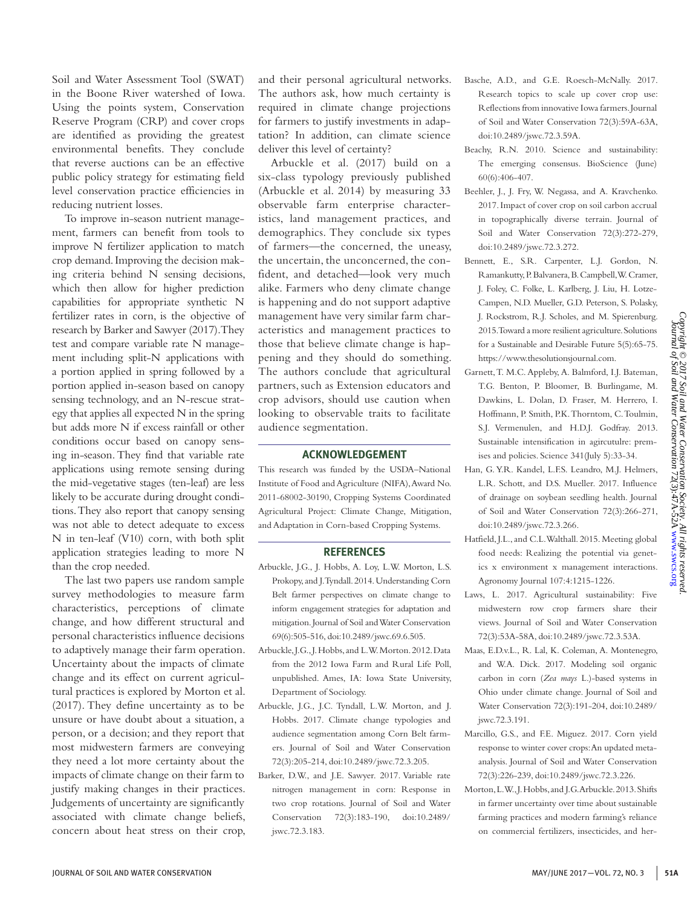Soil and Water Assessment Tool (SWAT) in the Boone River watershed of Iowa. Using the points system, Conservation Reserve Program (CRP) and cover crops are identified as providing the greatest environmental benefits. They conclude that reverse auctions can be an effective public policy strategy for estimating field level conservation practice efficiencies in reducing nutrient losses.

To improve in-season nutrient management, farmers can benefit from tools to improve N fertilizer application to match crop demand. Improving the decision making criteria behind N sensing decisions, which then allow for higher prediction capabilities for appropriate synthetic N fertilizer rates in corn, is the objective of research by Barker and Sawyer (2017). They test and compare variable rate N management including split-N applications with a portion applied in spring followed by a portion applied in-season based on canopy sensing technology, and an N-rescue strategy that applies all expected N in the spring but adds more N if excess rainfall or other conditions occur based on canopy sensing in-season. They find that variable rate applications using remote sensing during the mid-vegetative stages (ten-leaf) are less likely to be accurate during drought conditions. They also report that canopy sensing was not able to detect adequate to excess N in ten-leaf (V10) corn, with both split application strategies leading to more N than the crop needed.

The last two papers use random sample survey methodologies to measure farm characteristics, perceptions of climate change, and how different structural and personal characteristics influence decisions to adaptively manage their farm operation. Uncertainty about the impacts of climate change and its effect on current agricultural practices is explored by Morton et al. (2017). They define uncertainty as to be unsure or have doubt about a situation, a person, or a decision; and they report that most midwestern farmers are conveying they need a lot more certainty about the impacts of climate change on their farm to justify making changes in their practices. Judgements of uncertainty are significantly associated with climate change beliefs, concern about heat stress on their crop, and their personal agricultural networks. The authors ask, how much certainty is required in climate change projections for farmers to justify investments in adaptation? In addition, can climate science deliver this level of certainty?

Arbuckle et al. (2017) build on a six-class typology previously published (Arbuckle et al. 2014) by measuring 33 observable farm enterprise characteristics, land management practices, and demographics. They conclude six types of farmers—the concerned, the uneasy, the uncertain, the unconcerned, the confident, and detached—look very much alike. Farmers who deny climate change is happening and do not support adaptive management have very similar farm characteristics and management practices to those that believe climate change is happening and they should do something. The authors conclude that agricultural partners, such as Extension educators and crop advisors, should use caution when looking to observable traits to facilitate audience segmentation.

## ACKNOWLEDGEMENT

This research was funded by the USDA–National Institute of Food and Agriculture (NIFA), Award No. 2011-68002-30190, Cropping Systems Coordinated Agricultural Project: Climate Change, Mitigation, and Adaptation in Corn-based Cropping Systems.

## REFERENCES

Arbuckle, J.G., J. Hobbs, A. Loy, L.W. Morton, L.S. Prokopy, and J. Tyndall. 2014. Understanding Corn Belt farmer perspectives on climate change to inform engagement strategies for adaptation and mitigation. Journal of Soil and Water Conservation 69(6):505-516, doi:10.2489/jswc.69.6.505.

Arbuckle, J.G., J. Hobbs, and L.W. Morton. 2012. Data from the 2012 Iowa Farm and Rural Life Poll, unpublished. Ames, IA: Iowa State University, Department of Sociology.

Arbuckle, J.G., J.C. Tyndall, L.W. Morton, and J. Hobbs. 2017. Climate change typologies and audience segmentation among Corn Belt farmers. Journal of Soil and Water Conservation 72(3):205-214, doi:10.2489/jswc.72.3.205.

Barker, D.W., and J.E. Sawyer. 2017. Variable rate nitrogen management in corn: Response in two crop rotations. Journal of Soil and Water Conservation 72(3):183-190, doi:10.2489/jswc.72.3.183.

Basche, A.D., and G.E. Roesch-McNally. 2017. Research topics to scale up cover crop use: Reflections from innovative Iowa farmers. Journal of Soil and Water Conservation 72(3):59A-63A, doi:10.2489/jswc.72.3.59A.

Beachy, R.N. 2010. Science and sustainability: The emerging consensus. BioScience (June) 60(6):406-407.

Beehler, J., J. Fry, W. Negassa, and A. Kravchenko. 2017. Impact of cover crop on soil carbon accrual in topographically diverse terrain. Journal of Soil and Water Conservation 72(3):272-279, doi:10.2489/jswc.72.3.272.

Bennett, E., S.R. Carpenter, L.J. Gordon, N. Ramankutty, P. Balvanera, B. Campbell, W. Cramer, J. Foley, C. Folke, L. Karlberg, J. Liu, H. Lotze-Campen, N.D. Mueller, G.D. Peterson, S. Polasky, J. Rockstrom, R.J. Scholes, and M. Spierenburg. 2015. Toward a more resilient agriculture. Solutions for a Sustainable and Desirable Future 5(5):65-75. https://www.thesolutionsjournal.com.

Garnett, T. M.C. Appleby, A. Balmford, I.J. Bateman, T.G. Benton, P. Bloomer, B. Burlingame, M. Dawkins, L. Dolan, D. Fraser, M. Herrero, I. Hoffmann, P. Smith, P.K. Thorntom, C. Toulmin, S.J. Vermenulen, and H.D.J. Godfray. 2013. Sustainable intensification in agircutulre: premises and policies. Science 341(July 5):33-34.

Han, G. Y.R. Kandel, L.F.S. Leandro, M.J. Helmers, L.R. Schott, and D.S. Mueller. 2017. Influence of drainage on soybean seedling health. Journal of Soil and Water Conservation 72(3):266-271, doi:10.2489/jswc.72.3.266.

Hatfield, J.L., and C.L. Walthall. 2015. Meeting global food needs: Realizing the potential via genetics x environment x management interactions. Agronomy Journal 107:4:1215-1226.

Laws, L. 2017. Agricultural sustainability: Five midwestern row crop farmers share their views. Journal of Soil and Water Conservation 72(3):53A-58A, doi:10.2489/jswc.72.3.53A.

Maas, E.D.v.L., R. Lal, K. Coleman, A. Montenegro, and W.A. Dick. 2017. Modeling soil organic carbon in corn (*Zea mays* L.)-based systems in Ohio under climate change. Journal of Soil and Water Conservation 72(3):191-204, doi:10.2489/jswc.72.3.191.

Marcillo, G.S., and F.E. Miguez. 2017. Corn yield response to winter cover crops: An updated meta-analysis. Journal of Soil and Water Conservation 72(3):226-239, doi:10.2489/jswc.72.3.226.

Morton, L.W., J. Hobbs, and J.G. Arbuckle. 2013. Shifts in farmer uncertainty over time about sustainable farming practices and modern farming's reliance on commercial fertilizers, insecticides, and her-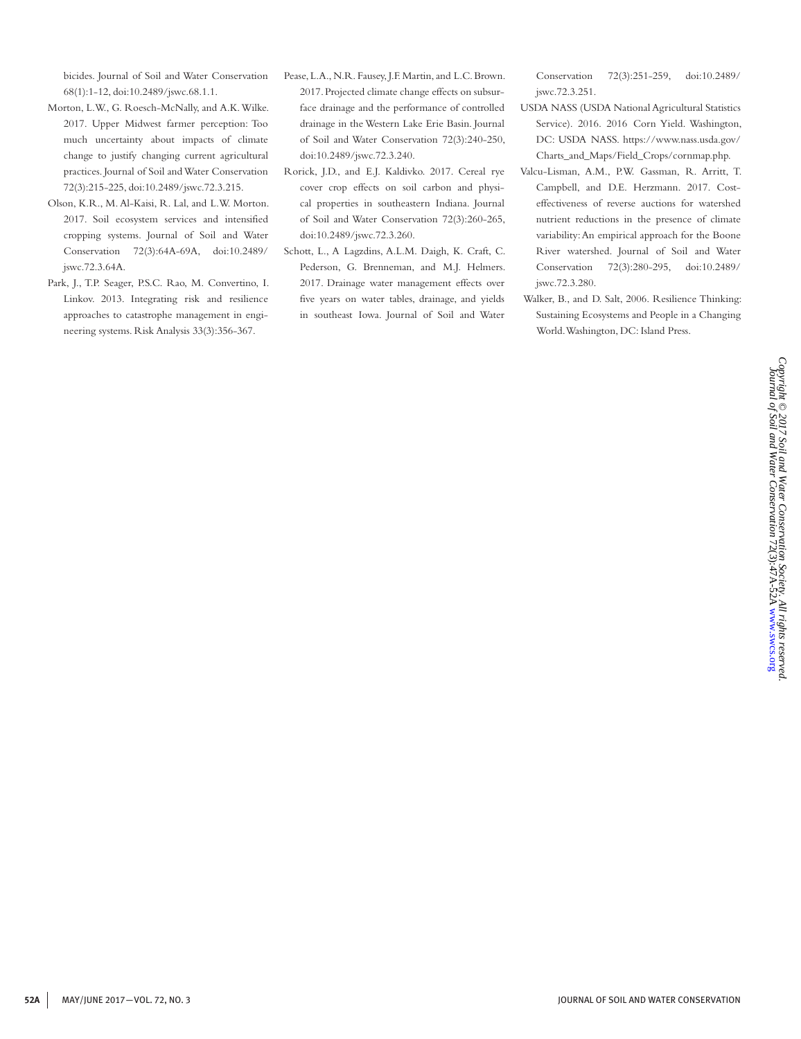bicides. Journal of Soil and Water Conservation 68(1):1-12, doi:10.2489/jswc.68.1.1.

Morton, L.W., G. Roesch-McNally, and A.K. Wilke. 2017. Upper Midwest farmer perception: Too much uncertainty about impacts of climate change to justify changing current agricultural practices. Journal of Soil and Water Conservation 72(3):215-225, doi:10.2489/jswc.72.3.215.

Olson, K.R., M. Al-Kaisi, R. Lal, and L.W. Morton. 2017. Soil ecosystem services and intensified cropping systems. Journal of Soil and Water Conservation 72(3):64A-69A, doi:10.2489/jswc.72.3.64A.

Park, J., T.P. Seager, P.S.C. Rao, M. Convertino, I. Linkov. 2013. Integrating risk and resilience approaches to catastrophe management in engineering systems. Risk Analysis 33(3):356-367.

Pease, L.A., N.R. Fausey, J.F. Martin, and L.C. Brown. 2017. Projected climate change effects on subsurface drainage and the performance of controlled drainage in the Western Lake Erie Basin. Journal of Soil and Water Conservation 72(3):240-250, doi:10.2489/jswc.72.3.240.

Rorick, J.D., and E.J. Kaldivko. 2017. Cereal rye cover crop effects on soil carbon and physical properties in southeastern Indiana. Journal of Soil and Water Conservation 72(3):260-265, doi:10.2489/jswc.72.3.260.

Schott, L., A Lagzdins, A.L.M. Daigh, K. Craft, C. Pederson, G. Brenneman, and M.J. Helmers. 2017. Drainage water management effects over five years on water tables, drainage, and yields in southeast Iowa. Journal of Soil and Water Conservation 72(3):251-259, doi:10.2489/jswc.72.3.251.

USDA NASS (USDA National Agricultural Statistics Service). 2016. 2016 Corn Yield. Washington, DC: USDA NASS. https://www.nass.usda.gov/Charts_and_Maps/Field_Crops/cornmap.php.

Valcu-Lisman, A.M., P.W. Gassman, R. Arritt, T. Campbell, and D.E. Herzmann. 2017. Cost-effectiveness of reverse auctions for watershed nutrient reductions in the presence of climate variability: An empirical approach for the Boone River watershed. Journal of Soil and Water Conservation 72(3):280-295, doi:10.2489/jswc.72.3.280.

Walker, B., and D. Salt, 2006. Resilience Thinking: Sustaining Ecosystems and People in a Changing World. Washington, DC: Island Press.